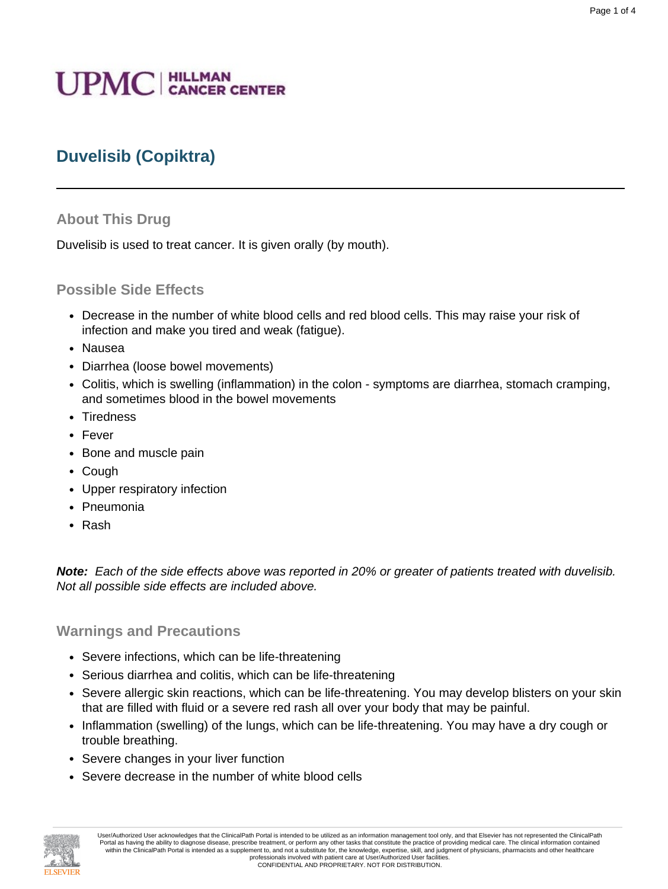UPMC | HILLMAN CANCER CENTER

# Duvelisib (Copiktra)

## About This Drug

Duvelisib is used to treat cancer. It is given orally (by mouth).

## Possible Side Effects

- Decrease in the number of white blood cells and red blood cells. This may raise your risk of infection and make you tired and weak (fatigue).
- Nausea
- Diarrhea (loose bowel movements)
- Colitis, which is swelling (inflammation) in the colon - symptoms are diarrhea, stomach cramping, and sometimes blood in the bowel movements
- Tiredness
- Fever
- Bone and muscle pain
- Cough
- Upper respiratory infection
- Pneumonia
- Rash

***Note:*** *Each of the side effects above was reported in 20% or greater of patients treated with duvelisib. Not all possible side effects are included above.*

## Warnings and Precautions

- Severe infections, which can be life-threatening
- Serious diarrhea and colitis, which can be life-threatening
- Severe allergic skin reactions, which can be life-threatening. You may develop blisters on your skin that are filled with fluid or a severe red rash all over your body that may be painful.
- Inflammation (swelling) of the lungs, which can be life-threatening. You may have a dry cough or trouble breathing.
- Severe changes in your liver function
- Severe decrease in the number of white blood cells

User/Authorized User acknowledges that the ClinicalPath Portal is intended to be utilized as an information management tool only, and that Elsevier has not represented the ClinicalPath Portal as having the ability to diagnose disease, prescribe treatment, or perform any other tasks that constitute the practice of providing medical care. The clinical information contained within the ClinicalPath Portal is intended as a supplement to, and not a substitute for, the knowledge, expertise, skill, and judgment of physicians, pharmacists and other healthcare professionals involved with patient care at User/Authorized User facilities.
CONFIDENTIAL AND PROPRIETARY. NOT FOR DISTRIBUTION.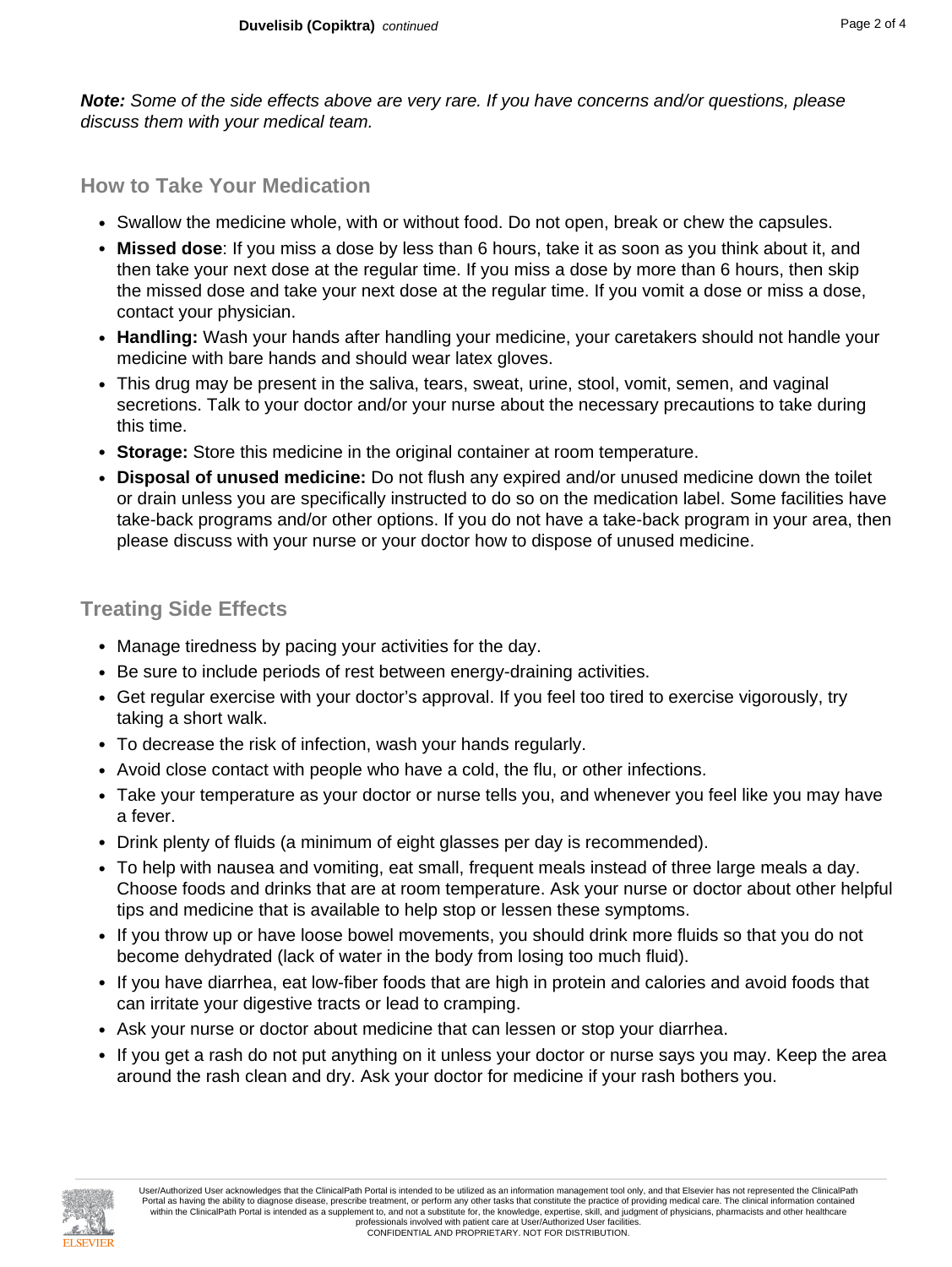***Note:*** *Some of the side effects above are very rare. If you have concerns and/or questions, please discuss them with your medical team.*

## How to Take Your Medication

- Swallow the medicine whole, with or without food. Do not open, break or chew the capsules.
- **Missed dose**: If you miss a dose by less than 6 hours, take it as soon as you think about it, and then take your next dose at the regular time. If you miss a dose by more than 6 hours, then skip the missed dose and take your next dose at the regular time. If you vomit a dose or miss a dose, contact your physician.
- **Handling:** Wash your hands after handling your medicine, your caretakers should not handle your medicine with bare hands and should wear latex gloves.
- This drug may be present in the saliva, tears, sweat, urine, stool, vomit, semen, and vaginal secretions. Talk to your doctor and/or your nurse about the necessary precautions to take during this time.
- **Storage:** Store this medicine in the original container at room temperature.
- **Disposal of unused medicine:** Do not flush any expired and/or unused medicine down the toilet or drain unless you are specifically instructed to do so on the medication label. Some facilities have take-back programs and/or other options. If you do not have a take-back program in your area, then please discuss with your nurse or your doctor how to dispose of unused medicine.

## Treating Side Effects

- Manage tiredness by pacing your activities for the day.
- Be sure to include periods of rest between energy-draining activities.
- Get regular exercise with your doctor's approval. If you feel too tired to exercise vigorously, try taking a short walk.
- To decrease the risk of infection, wash your hands regularly.
- Avoid close contact with people who have a cold, the flu, or other infections.
- Take your temperature as your doctor or nurse tells you, and whenever you feel like you may have a fever.
- Drink plenty of fluids (a minimum of eight glasses per day is recommended).
- To help with nausea and vomiting, eat small, frequent meals instead of three large meals a day. Choose foods and drinks that are at room temperature. Ask your nurse or doctor about other helpful tips and medicine that is available to help stop or lessen these symptoms.
- If you throw up or have loose bowel movements, you should drink more fluids so that you do not become dehydrated (lack of water in the body from losing too much fluid).
- If you have diarrhea, eat low-fiber foods that are high in protein and calories and avoid foods that can irritate your digestive tracts or lead to cramping.
- Ask your nurse or doctor about medicine that can lessen or stop your diarrhea.
- If you get a rash do not put anything on it unless your doctor or nurse says you may. Keep the area around the rash clean and dry. Ask your doctor for medicine if your rash bothers you.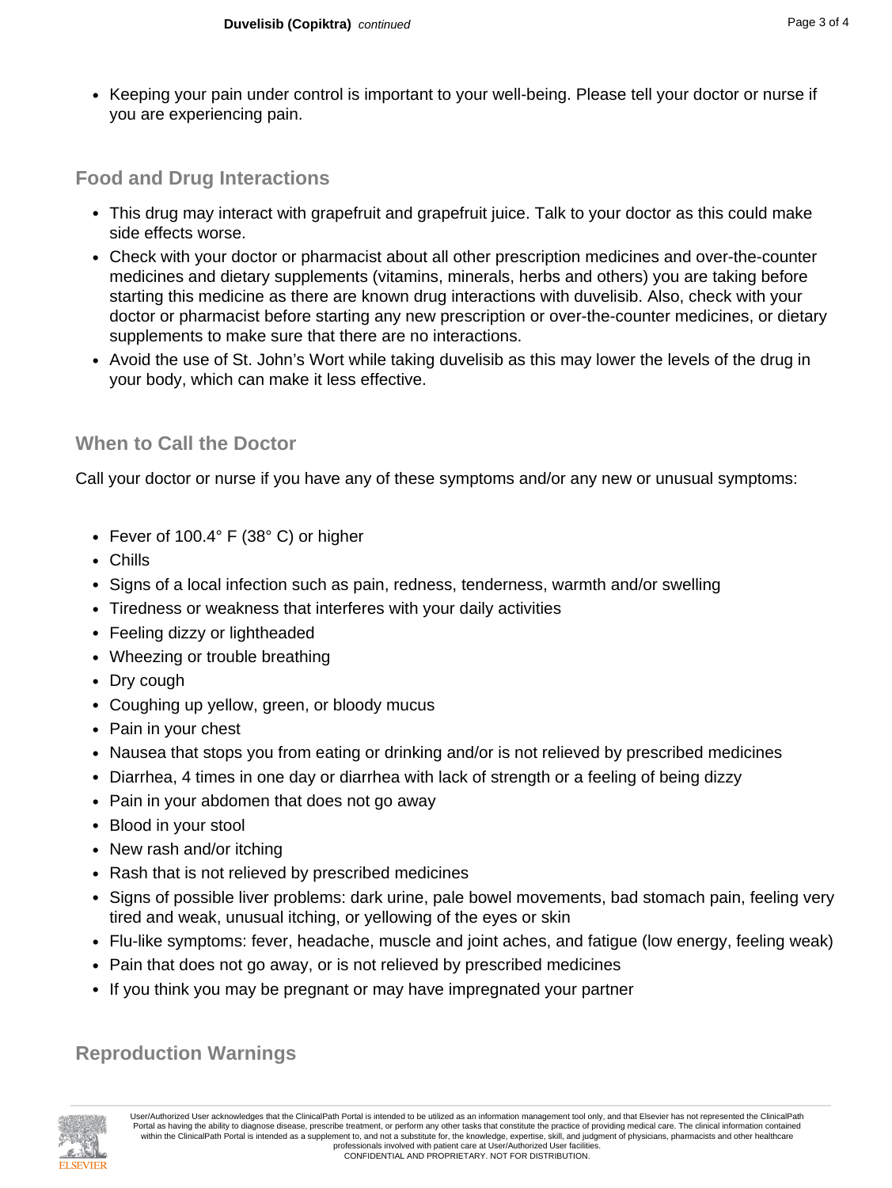- Keeping your pain under control is important to your well-being. Please tell your doctor or nurse if you are experiencing pain.

## Food and Drug Interactions

- This drug may interact with grapefruit and grapefruit juice. Talk to your doctor as this could make side effects worse.
- Check with your doctor or pharmacist about all other prescription medicines and over-the-counter medicines and dietary supplements (vitamins, minerals, herbs and others) you are taking before starting this medicine as there are known drug interactions with duvelisib. Also, check with your doctor or pharmacist before starting any new prescription or over-the-counter medicines, or dietary supplements to make sure that there are no interactions.
- Avoid the use of St. John's Wort while taking duvelisib as this may lower the levels of the drug in your body, which can make it less effective.

## When to Call the Doctor

Call your doctor or nurse if you have any of these symptoms and/or any new or unusual symptoms:

- Fever of 100.4° F (38° C) or higher
- Chills
- Signs of a local infection such as pain, redness, tenderness, warmth and/or swelling
- Tiredness or weakness that interferes with your daily activities
- Feeling dizzy or lightheaded
- Wheezing or trouble breathing
- Dry cough
- Coughing up yellow, green, or bloody mucus
- Pain in your chest
- Nausea that stops you from eating or drinking and/or is not relieved by prescribed medicines
- Diarrhea, 4 times in one day or diarrhea with lack of strength or a feeling of being dizzy
- Pain in your abdomen that does not go away
- Blood in your stool
- New rash and/or itching
- Rash that is not relieved by prescribed medicines
- Signs of possible liver problems: dark urine, pale bowel movements, bad stomach pain, feeling very tired and weak, unusual itching, or yellowing of the eyes or skin
- Flu-like symptoms: fever, headache, muscle and joint aches, and fatigue (low energy, feeling weak)
- Pain that does not go away, or is not relieved by prescribed medicines
- If you think you may be pregnant or may have impregnated your partner

## Reproduction Warnings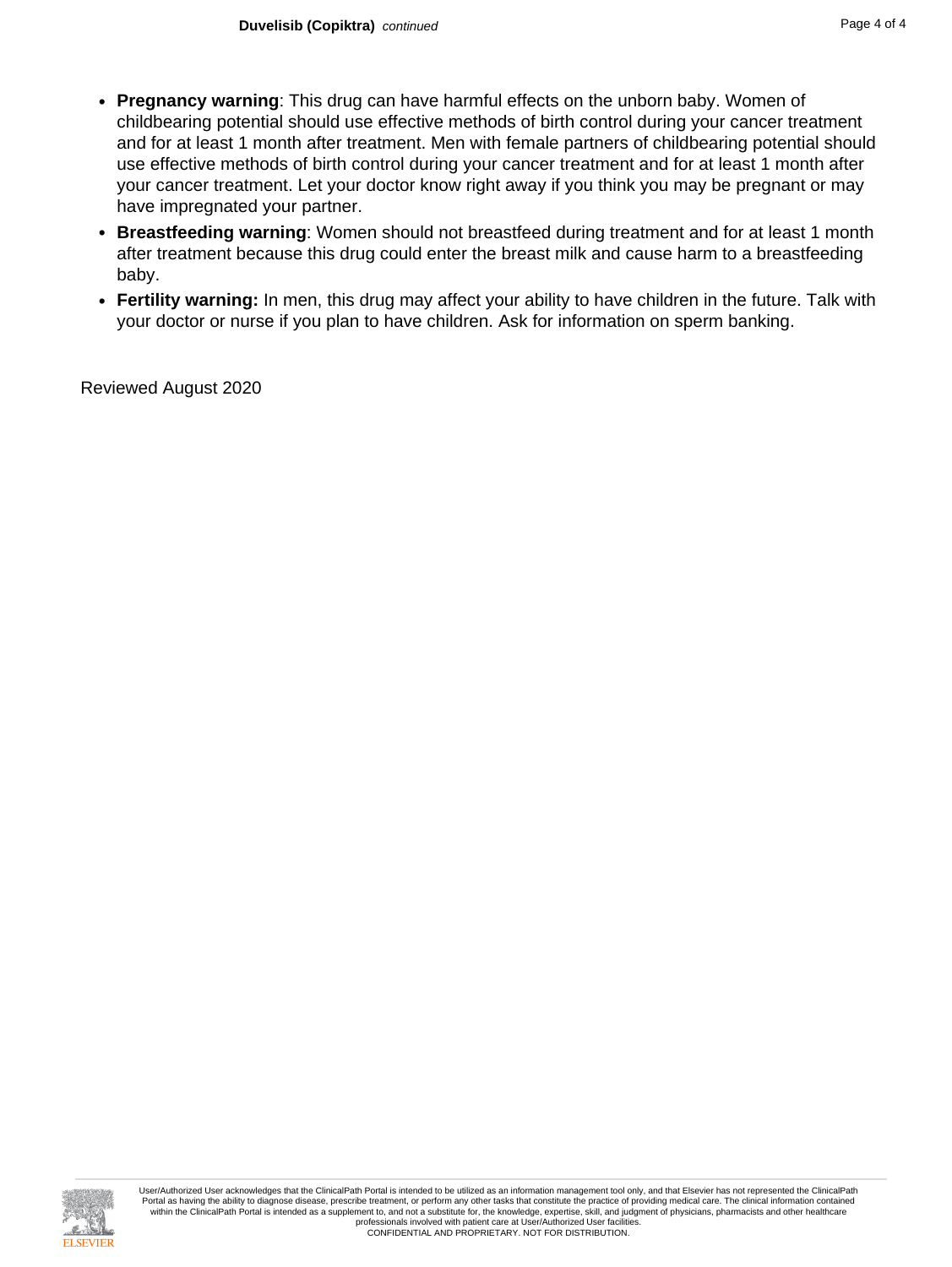- **Pregnancy warning**: This drug can have harmful effects on the unborn baby. Women of childbearing potential should use effective methods of birth control during your cancer treatment and for at least 1 month after treatment. Men with female partners of childbearing potential should use effective methods of birth control during your cancer treatment and for at least 1 month after your cancer treatment. Let your doctor know right away if you think you may be pregnant or may have impregnated your partner.
- **Breastfeeding warning**: Women should not breastfeed during treatment and for at least 1 month after treatment because this drug could enter the breast milk and cause harm to a breastfeeding baby.
- **Fertility warning:** In men, this drug may affect your ability to have children in the future. Talk with your doctor or nurse if you plan to have children. Ask for information on sperm banking.

Reviewed August 2020

User/Authorized User acknowledges that the ClinicalPath Portal is intended to be utilized as an information management tool only, and that Elsevier has not represented the ClinicalPath Portal as having the ability to diagnose disease, prescribe treatment, or perform any other tasks that constitute the practice of providing medical care. The clinical information contained within the ClinicalPath Portal is intended as a supplement to, and not a substitute for, the knowledge, expertise, skill, and judgment of physicians, pharmacists and other healthcare professionals involved with patient care at User/Authorized User facilities.
CONFIDENTIAL AND PROPRIETARY. NOT FOR DISTRIBUTION.